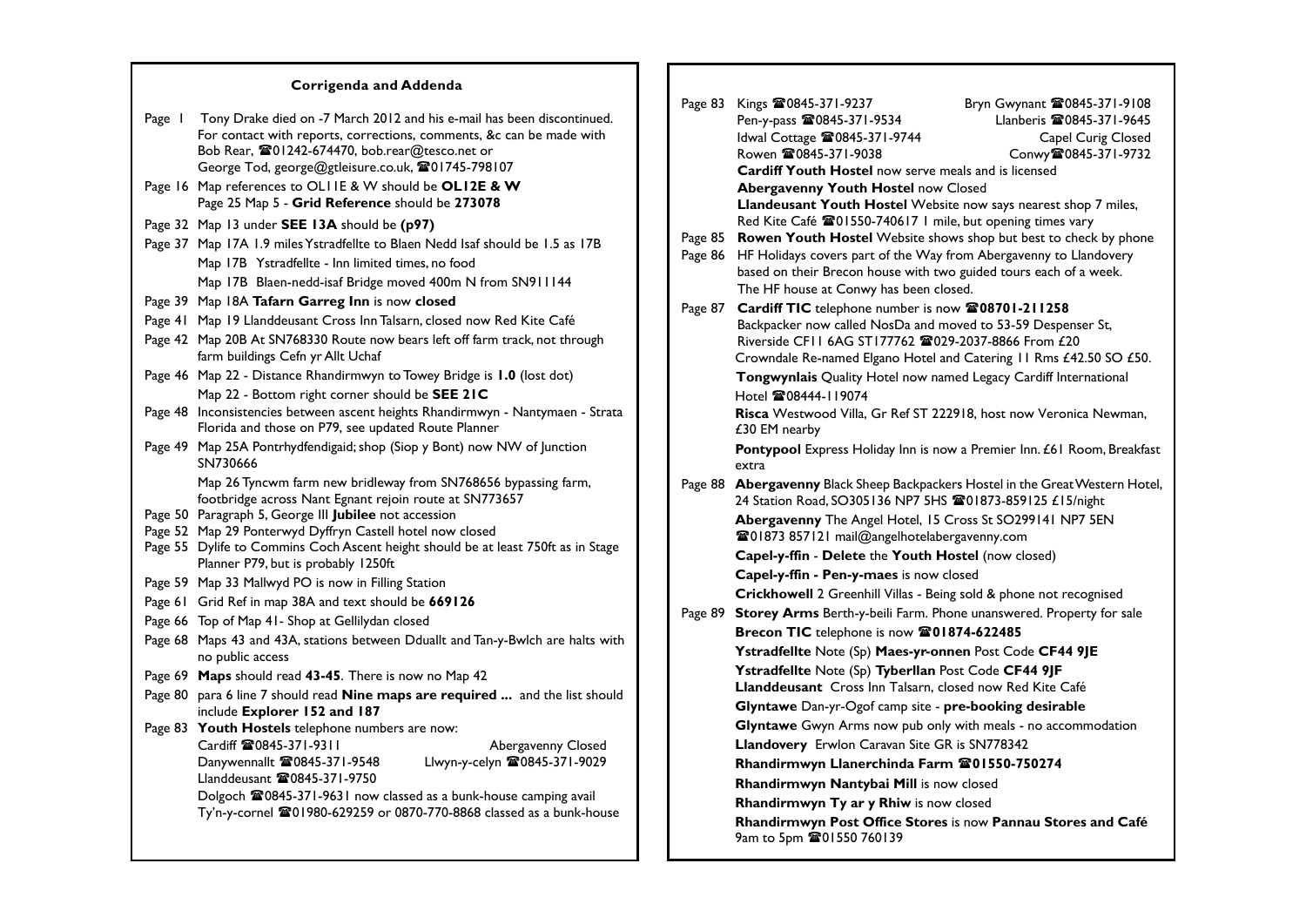## Corrigenda and Addenda

Page 1 Tony Drake died on -7 March 2012 and his e-mail has been discontinued. For contact with reports, corrections, comments, &c can be made with Bob Rear, ☎01242-674470, bob.rear@tesco.net or George Tod, george@gtleisure.co.uk, ☎01745-798107

Page 16 Map references to OL11E & W should be **OL12E & W**
Page 25 Map 5 - **Grid Reference** should be **273078**

Page 32 Map 13 under **SEE 13A** should be **(p97)**

Page 37 Map 17A 1.9 miles Ystradfellte to Blaen Nedd Isaf should be 1.5 as 17B
Map 17B Ystradfellte - Inn limited times, no food
Map 17B Blaen-nedd-isaf Bridge moved 400m N from SN911144

Page 39 Map 18A **Tafarn Garreg Inn** is now **closed**

Page 41 Map 19 Llanddeusant Cross Inn Talsarn, closed now Red Kite Café

Page 42 Map 20B At SN768330 Route now bears left off farm track, not through farm buildings Cefn yr Allt Uchaf

Page 46 Map 22 - Distance Rhandirmwyn to Towey Bridge is **1.0** (lost dot)
Map 22 - Bottom right corner should be **SEE 21C**

Page 48 Inconsistencies between ascent heights Rhandirmwyn - Nantymaen - Strata Florida and those on P79, see updated Route Planner

Page 49 Map 25A Pontrhydfendigaid; shop (Siop y Bont) now NW of Junction SN730666
Map 26 Tyncwm farm new bridleway from SN768656 bypassing farm, footbridge across Nant Egnant rejoin route at SN773657

Page 50 Paragraph 5, George III **Jubilee** not accession

Page 52 Map 29 Ponterwyd Dyffryn Castell hotel now closed

Page 55 Dylife to Commins Coch Ascent height should be at least 750ft as in Stage Planner P79, but is probably 1250ft

Page 59 Map 33 Mallwyd PO is now in Filling Station

Page 61 Grid Ref in map 38A and text should be **669126**

Page 66 Top of Map 41- Shop at Gellilydan closed

Page 68 Maps 43 and 43A, stations between Dduallt and Tan-y-Bwlch are halts with no public access

Page 69 **Maps** should read **43-45**. There is now no Map 42

Page 80 para 6 line 7 should read **Nine maps are required ...** and the list should include **Explorer 152 and 187**

Page 83 **Youth Hostels** telephone numbers are now:
Cardiff ☎0845-371-9311 Abergavenny Closed
Danywennallt ☎0845-371-9548 Llwyn-y-celyn ☎0845-371-9029
Llanddeusant ☎0845-371-9750
Dolgoch ☎0845-371-9631 now classed as a bunk-house camping avail
Ty'n-y-cornel ☎01980-629259 or 0870-770-8868 classed as a bunk-house

Page 83 Kings ☎0845-371-9237 Bryn Gwynant ☎0845-371-9108
Pen-y-pass ☎0845-371-9534 Llanberis ☎0845-371-9645
Idwal Cottage ☎0845-371-9744 Capel Curig Closed
Rowen ☎0845-371-9038 Conwy ☎0845-371-9732
**Cardiff Youth Hostel** now serve meals and is licensed
**Abergavenny Youth Hostel** now Closed
**Llandeusant Youth Hostel** Website now says nearest shop 7 miles, Red Kite Café ☎01550-740617 1 mile, but opening times vary

Page 85 **Rowen Youth Hostel** Website shows shop but best to check by phone

Page 86 HF Holidays covers part of the Way from Abergavenny to Llandovery based on their Brecon house with two guided tours each of a week. The HF house at Conwy has been closed.

Page 87 **Cardiff TIC** telephone number is now **☎08701-211258**
Backpacker now called NosDa and moved to 53-59 Despenser St, Riverside CF11 6AG ST177762 ☎029-2037-8866 From £20
Crowndale Re-named Elgano Hotel and Catering 11 Rms £42.50 SO £50.
**Tongwynlais** Quality Hotel now named Legacy Cardiff International Hotel ☎08444-119074
**Risca** Westwood Villa, Gr Ref ST 222918, host now Veronica Newman, £30 EM nearby
**Pontypool** Express Holiday Inn is now a Premier Inn. £61 Room, Breakfast extra

Page 88 **Abergavenny** Black Sheep Backpackers Hostel in the Great Western Hotel, 24 Station Road, SO305136 NP7 5HS ☎01873-859125 £15/night
**Abergavenny** The Angel Hotel, 15 Cross St SO299141 NP7 5EN ☎01873 857121 mail@angelhotelabergavenny.com
**Capel-y-ffin** - **Delete** the **Youth Hostel** (now closed)
**Capel-y-ffin - Pen-y-maes** is now closed
**Crickhowell** 2 Greenhill Villas - Being sold & phone not recognised

Page 89 **Storey Arms** Berth-y-beili Farm. Phone unanswered. Property for sale
**Brecon TIC** telephone is now **☎01874-622485**
**Ystradfellte** Note (Sp) **Maes-yr-onnen** Post Code **CF44 9JE**
**Ystradfellte** Note (Sp) **Tyberllan** Post Code **CF44 9JF**
**Llanddeusant** Cross Inn Talsarn, closed now Red Kite Café
**Glyntawe** Dan-yr-Ogof camp site - **pre-booking desirable**
**Glyntawe** Gwyn Arms now pub only with meals - no accommodation
**Llandovery** Erwlon Caravan Site GR is SN778342
**Rhandirmwyn Llanerchinda Farm ☎01550-750274**
**Rhandirmwyn Nantybai Mill** is now closed
**Rhandirmwyn Ty ar y Rhiw** is now closed
**Rhandirmwyn Post Office Stores** is now **Pannau Stores and Café** 9am to 5pm ☎01550 760139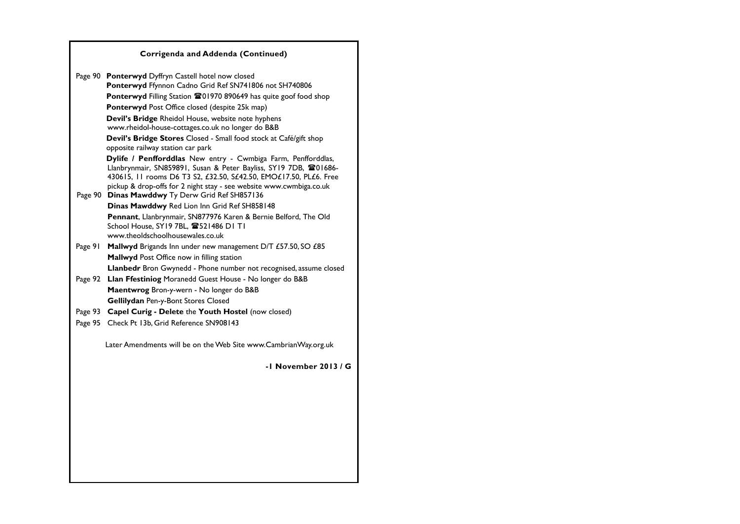## Corrigenda and Addenda (Continued)

Page 90 **Ponterwyd** Dyffryn Castell hotel now closed

**Ponterwyd** Ffynnon Cadno Grid Ref SN741806 not SH740806

**Ponterwyd** Filling Station ☎01970 890649 has quite goof food shop

**Ponterwyd** Post Office closed (despite 25k map)

**Devil's Bridge** Rheidol House, website note hyphens www.rheidol-house-cottages.co.uk no longer do B&B

**Devil's Bridge Stores** Closed - Small food stock at Café/gift shop opposite railway station car park

**Dylife / Penfforddlas** New entry - Cwmbiga Farm, Penfforddlas, Llanbrynmair, SN859891, Susan & Peter Bayliss, SY19 7DB, ☎01686-430615, 11 rooms D6 T3 S2, £32.50, S£42.50, EMO£17.50, PL£6. Free pickup & drop-offs for 2 night stay - see website www.cwmbiga.co.uk

Page 90 **Dinas Mawddwy** Ty Derw Grid Ref SH857136

**Dinas Mawddwy** Red Lion Inn Grid Ref SH858148

**Pennant**, Llanbrynmair, SN877976 Karen & Bernie Belford, The Old School House, SY19 7BL, ☎521486 D1 T1 www.theoldschoolhousewales.co.uk

Page 91 **Mallwyd** Brigands Inn under new management D/T £57.50, SO £85

**Mallwyd** Post Office now in filling station

**Llanbedr** Bron Gwynedd - Phone number not recognised, assume closed

Page 92 **Llan Ffestiniog** Moranedd Guest House - No longer do B&B

**Maentwrog** Bron-y-wern - No longer do B&B

**Gellilydan** Pen-y-Bont Stores Closed

Page 93 **Capel Curig - Delete** the **Youth Hostel** (now closed)

Page 95 Check Pt 13b, Grid Reference SN908143

Later Amendments will be on the Web Site www.CambrianWay.org.uk

**-1 November 2013 / G**